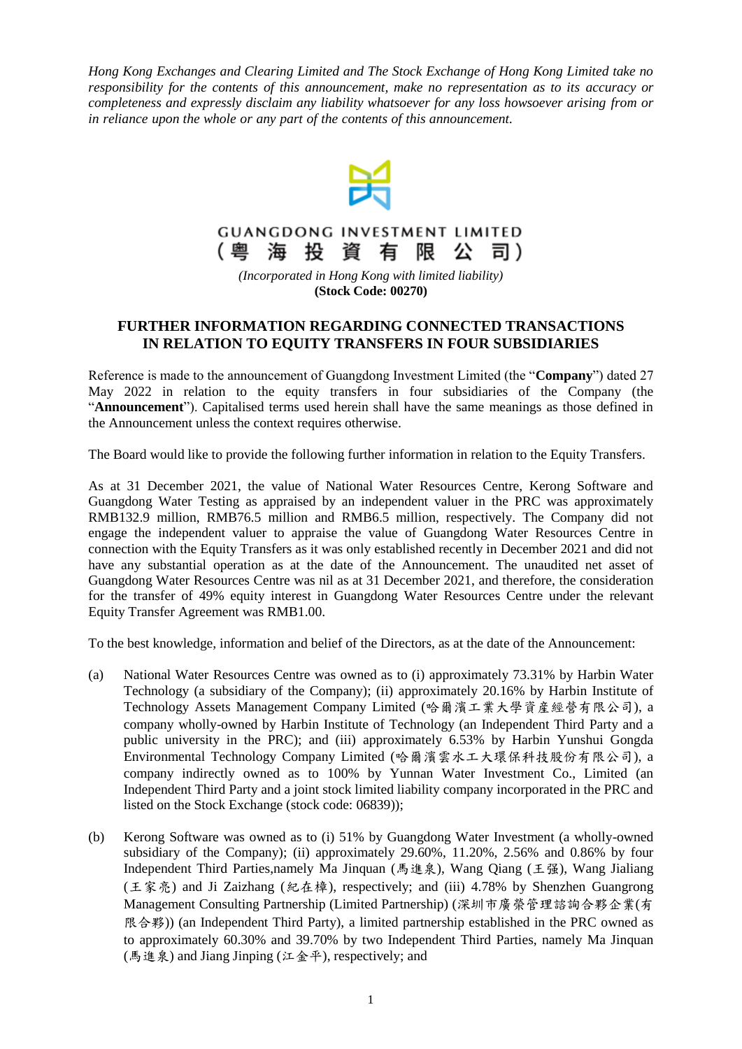*Hong Kong Exchanges and Clearing Limited and The Stock Exchange of Hong Kong Limited take no responsibility for the contents of this announcement, make no representation as to its accuracy or completeness and expressly disclaim any liability whatsoever for any loss howsoever arising from or in reliance upon the whole or any part of the contents of this announcement.*

GUANGDONG INVESTMENT LIMITED
(粵 海 投 資 有 限 公 司)

*(Incorporated in Hong Kong with limited liability)*
**(Stock Code: 00270)**

## FURTHER INFORMATION REGARDING CONNECTED TRANSACTIONS IN RELATION TO EQUITY TRANSFERS IN FOUR SUBSIDIARIES

Reference is made to the announcement of Guangdong Investment Limited (the "**Company**") dated 27 May 2022 in relation to the equity transfers in four subsidiaries of the Company (the "**Announcement**"). Capitalised terms used herein shall have the same meanings as those defined in the Announcement unless the context requires otherwise.

The Board would like to provide the following further information in relation to the Equity Transfers.

As at 31 December 2021, the value of National Water Resources Centre, Kerong Software and Guangdong Water Testing as appraised by an independent valuer in the PRC was approximately RMB132.9 million, RMB76.5 million and RMB6.5 million, respectively. The Company did not engage the independent valuer to appraise the value of Guangdong Water Resources Centre in connection with the Equity Transfers as it was only established recently in December 2021 and did not have any substantial operation as at the date of the Announcement. The unaudited net asset of Guangdong Water Resources Centre was nil as at 31 December 2021, and therefore, the consideration for the transfer of 49% equity interest in Guangdong Water Resources Centre under the relevant Equity Transfer Agreement was RMB1.00.

To the best knowledge, information and belief of the Directors, as at the date of the Announcement:

(a) National Water Resources Centre was owned as to (i) approximately 73.31% by Harbin Water Technology (a subsidiary of the Company); (ii) approximately 20.16% by Harbin Institute of Technology Assets Management Company Limited (哈爾濱工業大學資產經營有限公司), a company wholly-owned by Harbin Institute of Technology (an Independent Third Party and a public university in the PRC); and (iii) approximately 6.53% by Harbin Yunshui Gongda Environmental Technology Company Limited (哈爾濱雲水工大環保科技股份有限公司), a company indirectly owned as to 100% by Yunnan Water Investment Co., Limited (an Independent Third Party and a joint stock limited liability company incorporated in the PRC and listed on the Stock Exchange (stock code: 06839));

(b) Kerong Software was owned as to (i) 51% by Guangdong Water Investment (a wholly-owned subsidiary of the Company); (ii) approximately 29.60%, 11.20%, 2.56% and 0.86% by four Independent Third Parties,namely Ma Jinquan (馬進泉), Wang Qiang (王强), Wang Jialiang (王家亮) and Ji Zaizhang (紀在樟), respectively; and (iii) 4.78% by Shenzhen Guangrong Management Consulting Partnership (Limited Partnership) (深圳市廣榮管理諮詢合夥企業(有限合夥)) (an Independent Third Party), a limited partnership established in the PRC owned as to approximately 60.30% and 39.70% by two Independent Third Parties, namely Ma Jinquan (馬進泉) and Jiang Jinping (江金平), respectively; and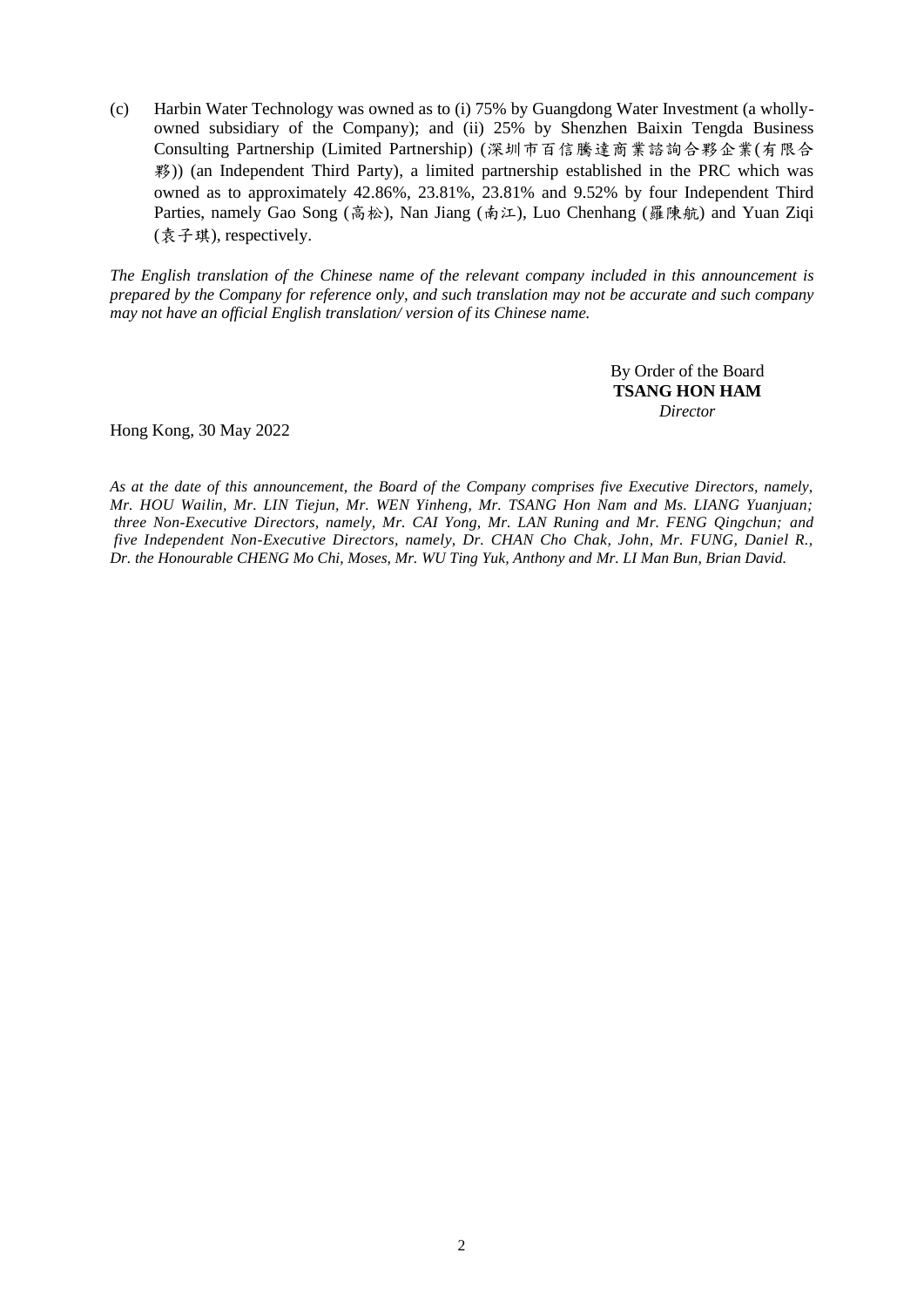(c) Harbin Water Technology was owned as to (i) 75% by Guangdong Water Investment (a wholly-owned subsidiary of the Company); and (ii) 25% by Shenzhen Baixin Tengda Business Consulting Partnership (Limited Partnership) (深圳市百信騰達商業諮詢合夥企業(有限合夥)) (an Independent Third Party), a limited partnership established in the PRC which was owned as to approximately 42.86%, 23.81%, 23.81% and 9.52% by four Independent Third Parties, namely Gao Song (高松), Nan Jiang (南江), Luo Chenhang (羅陳航) and Yuan Ziqi (袁子琪), respectively.

*The English translation of the Chinese name of the relevant company included in this announcement is prepared by the Company for reference only, and such translation may not be accurate and such company may not have an official English translation/ version of its Chinese name.*

By Order of the Board
**TSANG HON HAM**
*Director*

Hong Kong, 30 May 2022

*As at the date of this announcement, the Board of the Company comprises five Executive Directors, namely, Mr. HOU Wailin, Mr. LIN Tiejun, Mr. WEN Yinheng, Mr. TSANG Hon Nam and Ms. LIANG Yuanjuan; three Non-Executive Directors, namely, Mr. CAI Yong, Mr. LAN Runing and Mr. FENG Qingchun; and five Independent Non-Executive Directors, namely, Dr. CHAN Cho Chak, John, Mr. FUNG, Daniel R., Dr. the Honourable CHENG Mo Chi, Moses, Mr. WU Ting Yuk, Anthony and Mr. LI Man Bun, Brian David.*